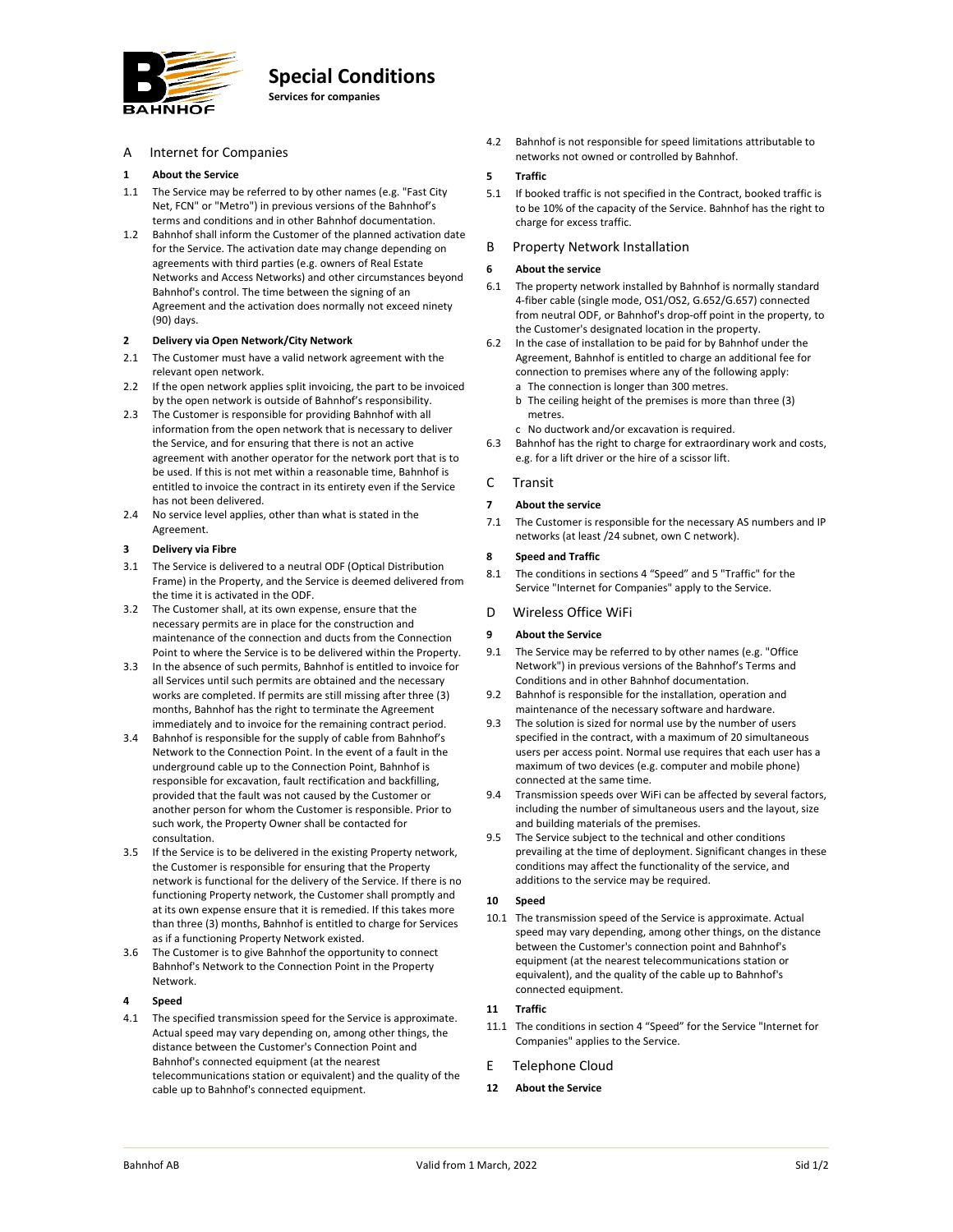# Special Conditions

**Services for companies**

## A Internet for Companies

### 1 About the Service

1.1 The Service may be referred to by other names (e.g. "Fast City Net, FCN" or "Metro") in previous versions of the Bahnhof's terms and conditions and in other Bahnhof documentation.

1.2 Bahnhof shall inform the Customer of the planned activation date for the Service. The activation date may change depending on agreements with third parties (e.g. owners of Real Estate Networks and Access Networks) and other circumstances beyond Bahnhof's control. The time between the signing of an Agreement and the activation does normally not exceed ninety (90) days.

### 2 Delivery via Open Network/City Network

2.1 The Customer must have a valid network agreement with the relevant open network.

2.2 If the open network applies split invoicing, the part to be invoiced by the open network is outside of Bahnhof's responsibility.

2.3 The Customer is responsible for providing Bahnhof with all information from the open network that is necessary to deliver the Service, and for ensuring that there is not an active agreement with another operator for the network port that is to be used. If this is not met within a reasonable time, Bahnhof is entitled to invoice the contract in its entirety even if the Service has not been delivered.

2.4 No service level applies, other than what is stated in the Agreement.

### 3 Delivery via Fibre

3.1 The Service is delivered to a neutral ODF (Optical Distribution Frame) in the Property, and the Service is deemed delivered from the time it is activated in the ODF.

3.2 The Customer shall, at its own expense, ensure that the necessary permits are in place for the construction and maintenance of the connection and ducts from the Connection Point to where the Service is to be delivered within the Property.

3.3 In the absence of such permits, Bahnhof is entitled to invoice for all Services until such permits are obtained and the necessary works are completed. If permits are still missing after three (3) months, Bahnhof has the right to terminate the Agreement immediately and to invoice for the remaining contract period.

3.4 Bahnhof is responsible for the supply of cable from Bahnhof's Network to the Connection Point. In the event of a fault in the underground cable up to the Connection Point, Bahnhof is responsible for excavation, fault rectification and backfilling, provided that the fault was not caused by the Customer or another person for whom the Customer is responsible. Prior to such work, the Property Owner shall be contacted for consultation.

3.5 If the Service is to be delivered in the existing Property network, the Customer is responsible for ensuring that the Property network is functional for the delivery of the Service. If there is no functioning Property network, the Customer shall promptly and at its own expense ensure that it is remedied. If this takes more than three (3) months, Bahnhof is entitled to charge for Services as if a functioning Property Network existed.

3.6 The Customer is to give Bahnhof the opportunity to connect Bahnhof's Network to the Connection Point in the Property Network.

### 4 Speed

4.1 The specified transmission speed for the Service is approximate. Actual speed may vary depending on, among other things, the distance between the Customer's Connection Point and Bahnhof's connected equipment (at the nearest telecommunications station or equivalent) and the quality of the cable up to Bahnhof's connected equipment.

4.2 Bahnhof is not responsible for speed limitations attributable to networks not owned or controlled by Bahnhof.

### 5 Traffic

5.1 If booked traffic is not specified in the Contract, booked traffic is to be 10% of the capacity of the Service. Bahnhof has the right to charge for excess traffic.

## B Property Network Installation

### 6 About the service

6.1 The property network installed by Bahnhof is normally standard 4-fiber cable (single mode, OS1/OS2, G.652/G.657) connected from neutral ODF, or Bahnhof's drop-off point in the property, to the Customer's designated location in the property.

6.2 In the case of installation to be paid for by Bahnhof under the Agreement, Bahnhof is entitled to charge an additional fee for connection to premises where any of the following apply:
- a The connection is longer than 300 metres.
- b The ceiling height of the premises is more than three (3) metres.
- c No ductwork and/or excavation is required.

6.3 Bahnhof has the right to charge for extraordinary work and costs, e.g. for a lift driver or the hire of a scissor lift.

## C Transit

### 7 About the service

7.1 The Customer is responsible for the necessary AS numbers and IP networks (at least /24 subnet, own C network).

### 8 Speed and Traffic

8.1 The conditions in sections 4 "Speed" and 5 "Traffic" for the Service "Internet for Companies" apply to the Service.

## D Wireless Office WiFi

### 9 About the Service

9.1 The Service may be referred to by other names (e.g. "Office Network") in previous versions of the Bahnhof's Terms and Conditions and in other Bahnhof documentation.

9.2 Bahnhof is responsible for the installation, operation and maintenance of the necessary software and hardware.

9.3 The solution is sized for normal use by the number of users specified in the contract, with a maximum of 20 simultaneous users per access point. Normal use requires that each user has a maximum of two devices (e.g. computer and mobile phone) connected at the same time.

9.4 Transmission speeds over WiFi can be affected by several factors, including the number of simultaneous users and the layout, size and building materials of the premises.

9.5 The Service subject to the technical and other conditions prevailing at the time of deployment. Significant changes in these conditions may affect the functionality of the service, and additions to the service may be required.

### 10 Speed

10.1 The transmission speed of the Service is approximate. Actual speed may vary depending, among other things, on the distance between the Customer's connection point and Bahnhof's equipment (at the nearest telecommunications station or equivalent), and the quality of the cable up to Bahnhof's connected equipment.

### 11 Traffic

11.1 The conditions in section 4 "Speed" for the Service "Internet for Companies" applies to the Service.

## E Telephone Cloud

### 12 About the Service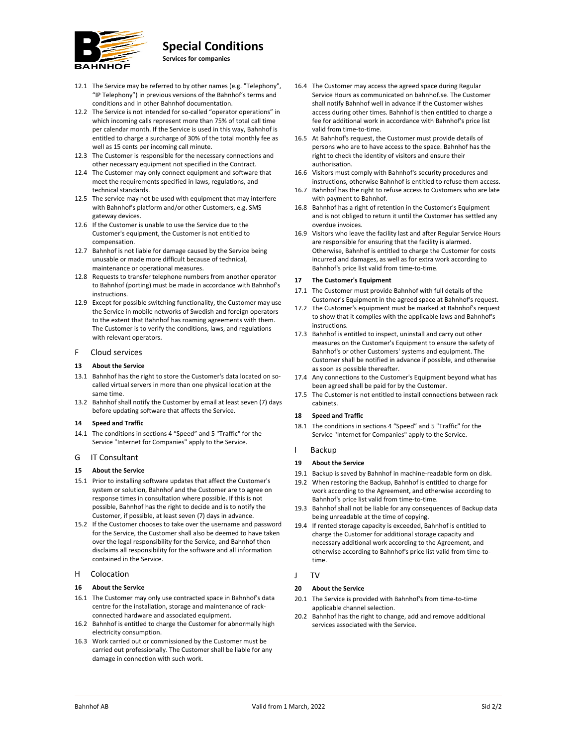# Special Conditions

**Services for companies**

12.1 The Service may be referred to by other names (e.g. "Telephony", "IP Telephony") in previous versions of the Bahnhof's terms and conditions and in other Bahnhof documentation.

12.2 The Service is not intended for so-called "operator operations" in which incoming calls represent more than 75% of total call time per calendar month. If the Service is used in this way, Bahnhof is entitled to charge a surcharge of 30% of the total monthly fee as well as 15 cents per incoming call minute.

12.3 The Customer is responsible for the necessary connections and other necessary equipment not specified in the Contract.

12.4 The Customer may only connect equipment and software that meet the requirements specified in laws, regulations, and technical standards.

12.5 The service may not be used with equipment that may interfere with Bahnhof's platform and/or other Customers, e.g. SMS gateway devices.

12.6 If the Customer is unable to use the Service due to the Customer's equipment, the Customer is not entitled to compensation.

12.7 Bahnhof is not liable for damage caused by the Service being unusable or made more difficult because of technical, maintenance or operational measures.

12.8 Requests to transfer telephone numbers from another operator to Bahnhof (porting) must be made in accordance with Bahnhof's instructions.

12.9 Except for possible switching functionality, the Customer may use the Service in mobile networks of Swedish and foreign operators to the extent that Bahnhof has roaming agreements with them. The Customer is to verify the conditions, laws, and regulations with relevant operators.

## F Cloud services

### 13 About the Service

13.1 Bahnhof has the right to store the Customer's data located on so-called virtual servers in more than one physical location at the same time.

13.2 Bahnhof shall notify the Customer by email at least seven (7) days before updating software that affects the Service.

### 14 Speed and Traffic

14.1 The conditions in sections 4 "Speed" and 5 "Traffic" for the Service "Internet for Companies" apply to the Service.

## G IT Consultant

### 15 About the Service

15.1 Prior to installing software updates that affect the Customer's system or solution, Bahnhof and the Customer are to agree on response times in consultation where possible. If this is not possible, Bahnhof has the right to decide and is to notify the Customer, if possible, at least seven (7) days in advance.

15.2 If the Customer chooses to take over the username and password for the Service, the Customer shall also be deemed to have taken over the legal responsibility for the Service, and Bahnhof then disclaims all responsibility for the software and all information contained in the Service.

## H Colocation

### 16 About the Service

16.1 The Customer may only use contracted space in Bahnhof's data centre for the installation, storage and maintenance of rack-connected hardware and associated equipment.

16.2 Bahnhof is entitled to charge the Customer for abnormally high electricity consumption.

16.3 Work carried out or commissioned by the Customer must be carried out professionally. The Customer shall be liable for any damage in connection with such work.

16.4 The Customer may access the agreed space during Regular Service Hours as communicated on bahnhof.se. The Customer shall notify Bahnhof well in advance if the Customer wishes access during other times. Bahnhof is then entitled to charge a fee for additional work in accordance with Bahnhof's price list valid from time-to-time.

16.5 At Bahnhof's request, the Customer must provide details of persons who are to have access to the space. Bahnhof has the right to check the identity of visitors and ensure their authorisation.

16.6 Visitors must comply with Bahnhof's security procedures and instructions, otherwise Bahnhof is entitled to refuse them access.

16.7 Bahnhof has the right to refuse access to Customers who are late with payment to Bahnhof.

16.8 Bahnhof has a right of retention in the Customer's Equipment and is not obliged to return it until the Customer has settled any overdue invoices.

16.9 Visitors who leave the facility last and after Regular Service Hours are responsible for ensuring that the facility is alarmed. Otherwise, Bahnhof is entitled to charge the Customer for costs incurred and damages, as well as for extra work according to Bahnhof's price list valid from time-to-time.

### 17 The Customer's Equipment

17.1 The Customer must provide Bahnhof with full details of the Customer's Equipment in the agreed space at Bahnhof's request.

17.2 The Customer's equipment must be marked at Bahnhof's request to show that it complies with the applicable laws and Bahnhof's instructions.

17.3 Bahnhof is entitled to inspect, uninstall and carry out other measures on the Customer's Equipment to ensure the safety of Bahnhof's or other Customers' systems and equipment. The Customer shall be notified in advance if possible, and otherwise as soon as possible thereafter.

17.4 Any connections to the Customer's Equipment beyond what has been agreed shall be paid for by the Customer.

17.5 The Customer is not entitled to install connections between rack cabinets.

### 18 Speed and Traffic

18.1 The conditions in sections 4 "Speed" and 5 "Traffic" for the Service "Internet for Companies" apply to the Service.

## I Backup

### 19 About the Service

19.1 Backup is saved by Bahnhof in machine-readable form on disk.

19.2 When restoring the Backup, Bahnhof is entitled to charge for work according to the Agreement, and otherwise according to Bahnhof's price list valid from time-to-time.

19.3 Bahnhof shall not be liable for any consequences of Backup data being unreadable at the time of copying.

19.4 If rented storage capacity is exceeded, Bahnhof is entitled to charge the Customer for additional storage capacity and necessary additional work according to the Agreement, and otherwise according to Bahnhof's price list valid from time-to-time.

## J TV

### 20 About the Service

20.1 The Service is provided with Bahnhof's from time-to-time applicable channel selection.

20.2 Bahnhof has the right to change, add and remove additional services associated with the Service.

Bahnhof AB | Valid from 1 March, 2022